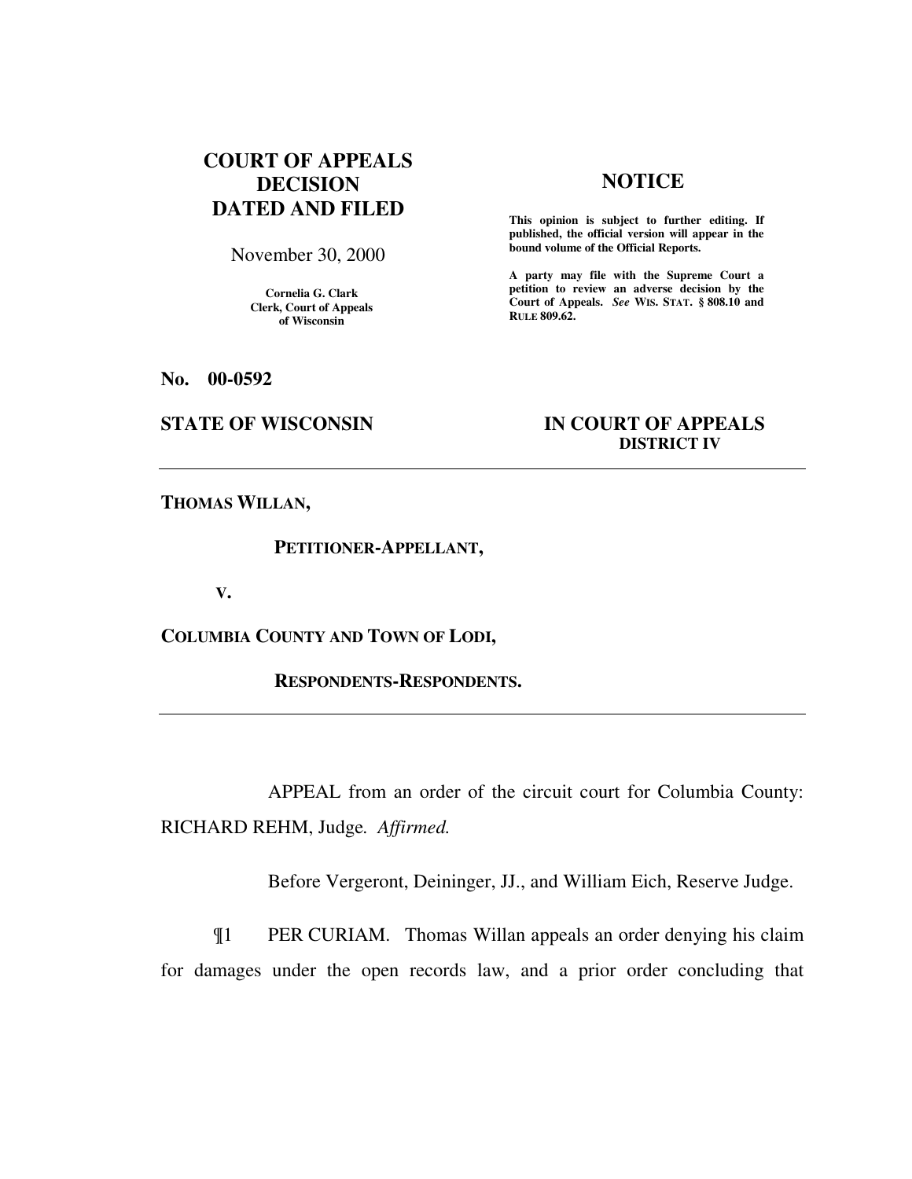**COURT OF APPEALS DECISION DATED AND FILED**

November 30, 2000

**Cornelia G. Clark**
**Clerk, Court of Appeals of Wisconsin**

## NOTICE

**This opinion is subject to further editing. If published, the official version will appear in the bound volume of the Official Reports.**

**A party may file with the Supreme Court a petition to review an adverse decision by the Court of Appeals.** ***See*** **WIS. STAT. § 808.10 and RULE 809.62.**

**No. 00-0592**

**STATE OF WISCONSIN** **IN COURT OF APPEALS**
**DISTRICT IV**

---

**THOMAS WILLAN,**

**PETITIONER-APPELLANT,**

**V.**

**COLUMBIA COUNTY AND TOWN OF LODI,**

**RESPONDENTS-RESPONDENTS.**

---

APPEAL from an order of the circuit court for Columbia County: RICHARD REHM, Judge. *Affirmed.*

Before Vergeront, Deininger, JJ., and William Eich, Reserve Judge.

¶1 PER CURIAM. Thomas Willan appeals an order denying his claim for damages under the open records law, and a prior order concluding that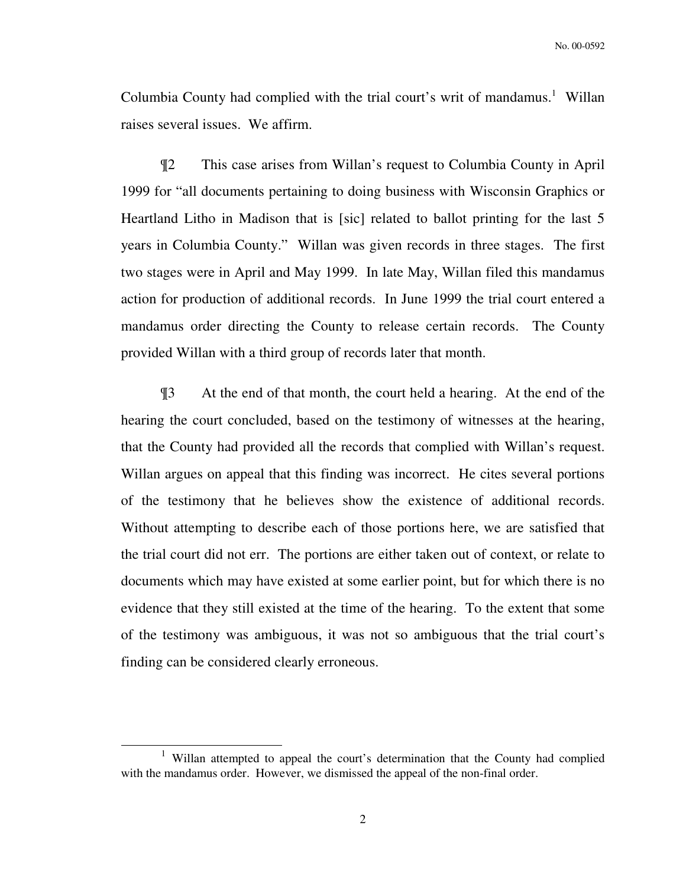Columbia County had complied with the trial court's writ of mandamus.[1] Willan raises several issues. We affirm.

¶2 This case arises from Willan's request to Columbia County in April 1999 for "all documents pertaining to doing business with Wisconsin Graphics or Heartland Litho in Madison that is [sic] related to ballot printing for the last 5 years in Columbia County." Willan was given records in three stages. The first two stages were in April and May 1999. In late May, Willan filed this mandamus action for production of additional records. In June 1999 the trial court entered a mandamus order directing the County to release certain records. The County provided Willan with a third group of records later that month.

¶3 At the end of that month, the court held a hearing. At the end of the hearing the court concluded, based on the testimony of witnesses at the hearing, that the County had provided all the records that complied with Willan's request. Willan argues on appeal that this finding was incorrect. He cites several portions of the testimony that he believes show the existence of additional records. Without attempting to describe each of those portions here, we are satisfied that the trial court did not err. The portions are either taken out of context, or relate to documents which may have existed at some earlier point, but for which there is no evidence that they still existed at the time of the hearing. To the extent that some of the testimony was ambiguous, it was not so ambiguous that the trial court's finding can be considered clearly erroneous.

[1] Willan attempted to appeal the court's determination that the County had complied with the mandamus order. However, we dismissed the appeal of the non-final order.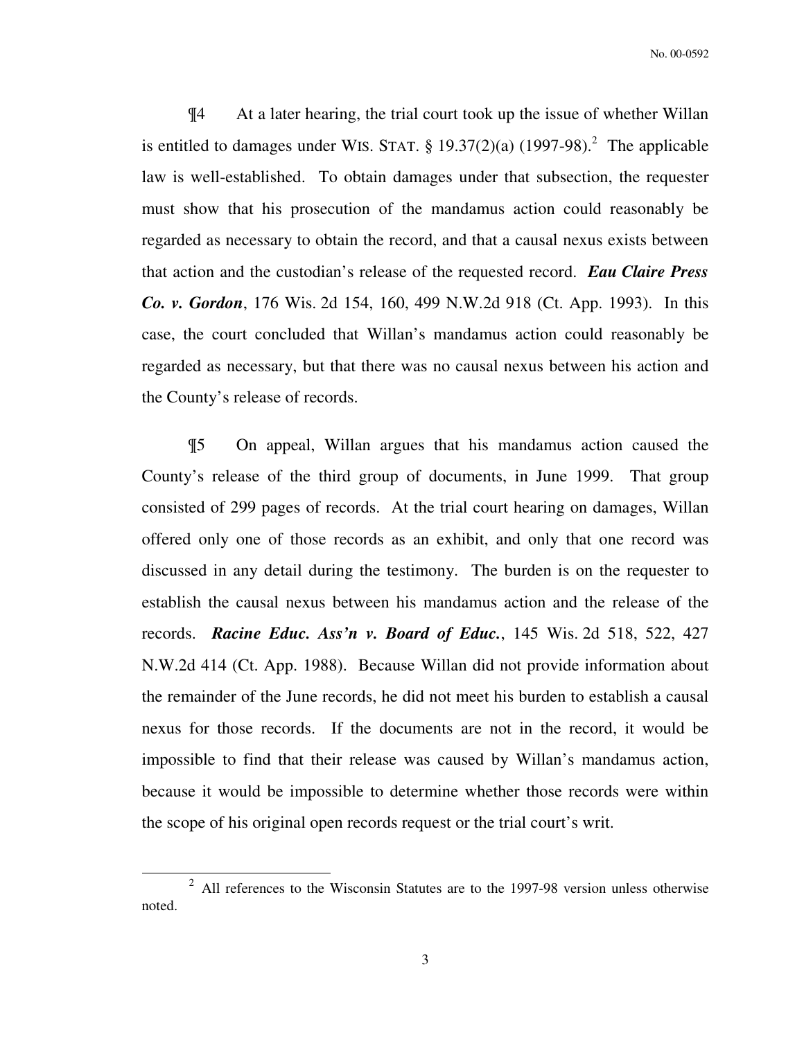¶4 At a later hearing, the trial court took up the issue of whether Willan is entitled to damages under WIS. STAT. § 19.37(2)(a) (1997-98).[2] The applicable law is well-established. To obtain damages under that subsection, the requester must show that his prosecution of the mandamus action could reasonably be regarded as necessary to obtain the record, and that a causal nexus exists between that action and the custodian's release of the requested record. ***Eau Claire Press Co. v. Gordon***, 176 Wis. 2d 154, 160, 499 N.W.2d 918 (Ct. App. 1993). In this case, the court concluded that Willan's mandamus action could reasonably be regarded as necessary, but that there was no causal nexus between his action and the County's release of records.

¶5 On appeal, Willan argues that his mandamus action caused the County's release of the third group of documents, in June 1999. That group consisted of 299 pages of records. At the trial court hearing on damages, Willan offered only one of those records as an exhibit, and only that one record was discussed in any detail during the testimony. The burden is on the requester to establish the causal nexus between his mandamus action and the release of the records. ***Racine Educ. Ass'n v. Board of Educ.***, 145 Wis. 2d 518, 522, 427 N.W.2d 414 (Ct. App. 1988). Because Willan did not provide information about the remainder of the June records, he did not meet his burden to establish a causal nexus for those records. If the documents are not in the record, it would be impossible to find that their release was caused by Willan's mandamus action, because it would be impossible to determine whether those records were within the scope of his original open records request or the trial court's writ.

[2] All references to the Wisconsin Statutes are to the 1997-98 version unless otherwise noted.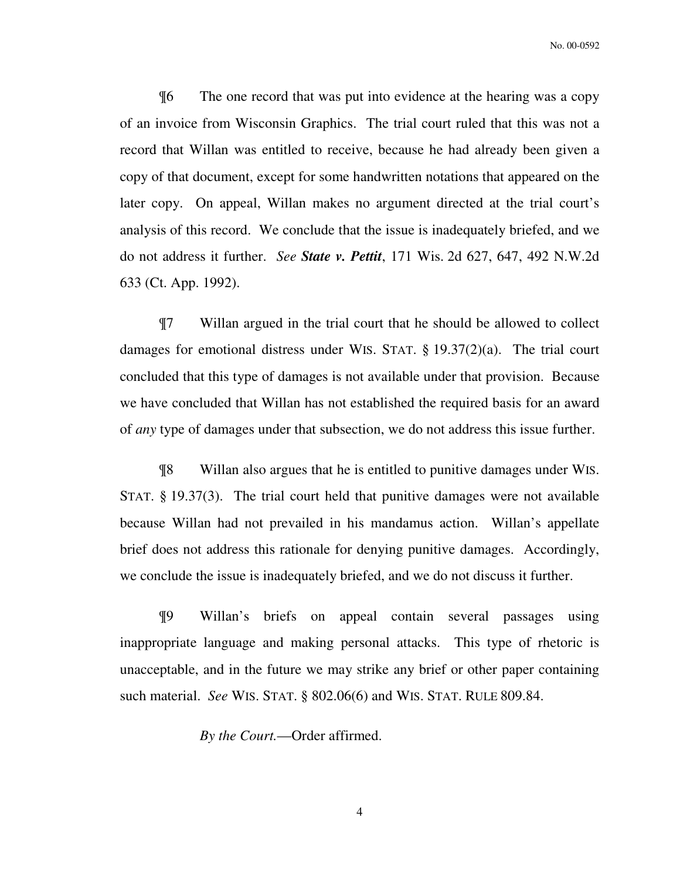¶6 The one record that was put into evidence at the hearing was a copy of an invoice from Wisconsin Graphics. The trial court ruled that this was not a record that Willan was entitled to receive, because he had already been given a copy of that document, except for some handwritten notations that appeared on the later copy. On appeal, Willan makes no argument directed at the trial court's analysis of this record. We conclude that the issue is inadequately briefed, and we do not address it further. *See* ***State v. Pettit***, 171 Wis. 2d 627, 647, 492 N.W.2d 633 (Ct. App. 1992).

¶7 Willan argued in the trial court that he should be allowed to collect damages for emotional distress under WIS. STAT. § 19.37(2)(a). The trial court concluded that this type of damages is not available under that provision. Because we have concluded that Willan has not established the required basis for an award of *any* type of damages under that subsection, we do not address this issue further.

¶8 Willan also argues that he is entitled to punitive damages under WIS. STAT. § 19.37(3). The trial court held that punitive damages were not available because Willan had not prevailed in his mandamus action. Willan's appellate brief does not address this rationale for denying punitive damages. Accordingly, we conclude the issue is inadequately briefed, and we do not discuss it further.

¶9 Willan's briefs on appeal contain several passages using inappropriate language and making personal attacks. This type of rhetoric is unacceptable, and in the future we may strike any brief or other paper containing such material. *See* WIS. STAT. § 802.06(6) and WIS. STAT. RULE 809.84.

*By the Court.*—Order affirmed.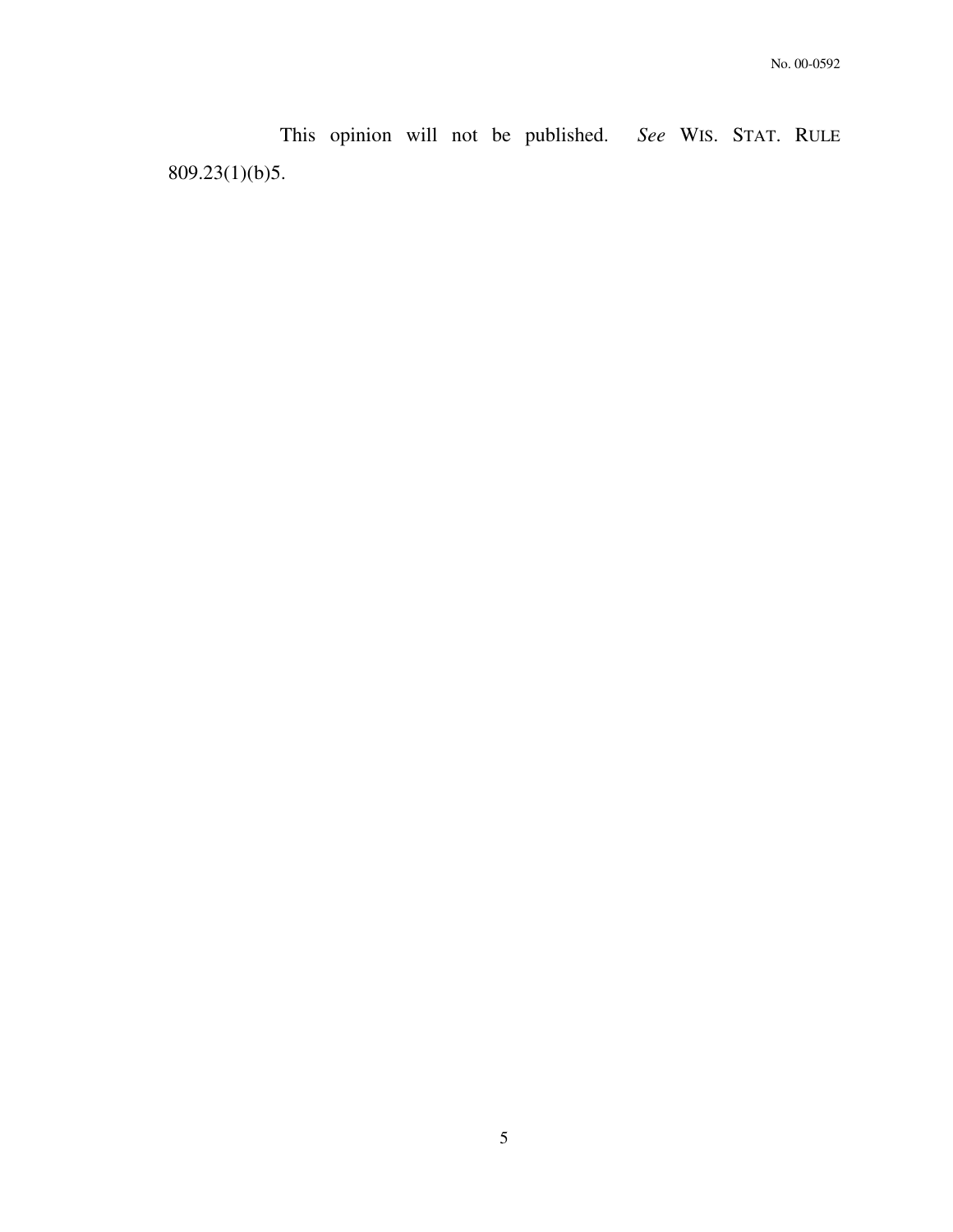This opinion will not be published. *See* WIS. STAT. RULE 809.23(1)(b)5.